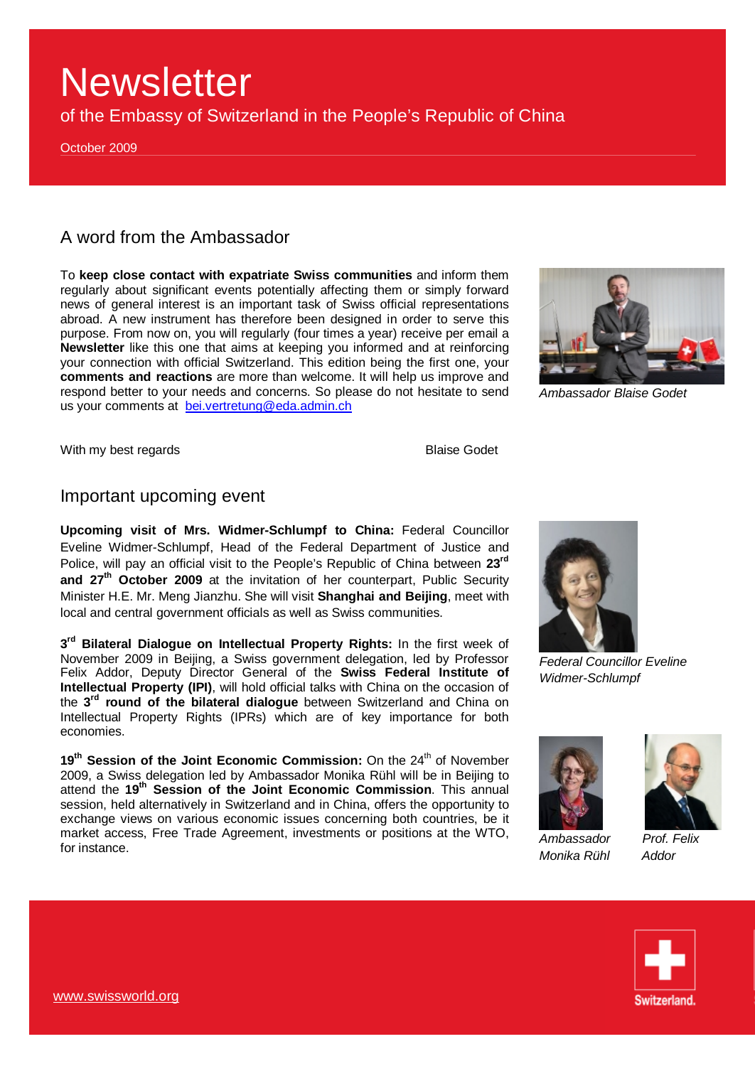# Newsletter

of the Embassy of Switzerland in the People's Republic of China

October 2009

## A word from the Ambassador

To **keep close contact with expatriate Swiss communities** and inform them regularly about significant events potentially affecting them or simply forward news of general interest is an important task of Swiss official representations abroad. A new instrument has therefore been designed in order to serve this purpose. From now on, you will regularly (four times a year) receive per email a **Newsletter** like this one that aims at keeping you informed and at reinforcing your connection with official Switzerland. This edition being the first one, your **comments and reactions** are more than welcome. It will help us improve and respond better to your needs and concerns. So please do not hesitate to send us your comments at [bei.vertretung@eda.admin.ch](mailto:bei.vertretung@eda.admin.ch)

*Ambassador Blaise Godet*

With my best regards

Blaise Godet

## Important upcoming event

**Upcoming visit of Mrs. Widmer-Schlumpf to China:** Federal Councillor Eveline Widmer-Schlumpf, Head of the Federal Department of Justice and Police, will pay an official visit to the People's Republic of China between **23rd and 27th October 2009** at the invitation of her counterpart, Public Security Minister H.E. Mr. Meng Jianzhu. She will visit **Shanghai and Beijing**, meet with local and central government officials as well as Swiss communities.

*Federal Councillor Eveline Widmer-Schlumpf*

**3rd Bilateral Dialogue on Intellectual Property Rights:** In the first week of November 2009 in Beijing, a Swiss government delegation, led by Professor Felix Addor, Deputy Director General of the **Swiss Federal Institute of Intellectual Property (IPI)**, will hold official talks with China on the occasion of the **3rd round of the bilateral dialogue** between Switzerland and China on Intellectual Property Rights (IPRs) which are of key importance for both economies.

**19th Session of the Joint Economic Commission:** On the 24th of November 2009, a Swiss delegation led by Ambassador Monika Rühl will be in Beijing to attend the **19th Session of the Joint Economic Commission**. This annual session, held alternatively in Switzerland and in China, offers the opportunity to exchange views on various economic issues concerning both countries, be it market access, Free Trade Agreement, investments or positions at the WTO, for instance.

*Ambassador Monika Rühl*

*Prof. Felix Addor*

[www.swissworld.org](http://www.swissworld.org)

Switzerland.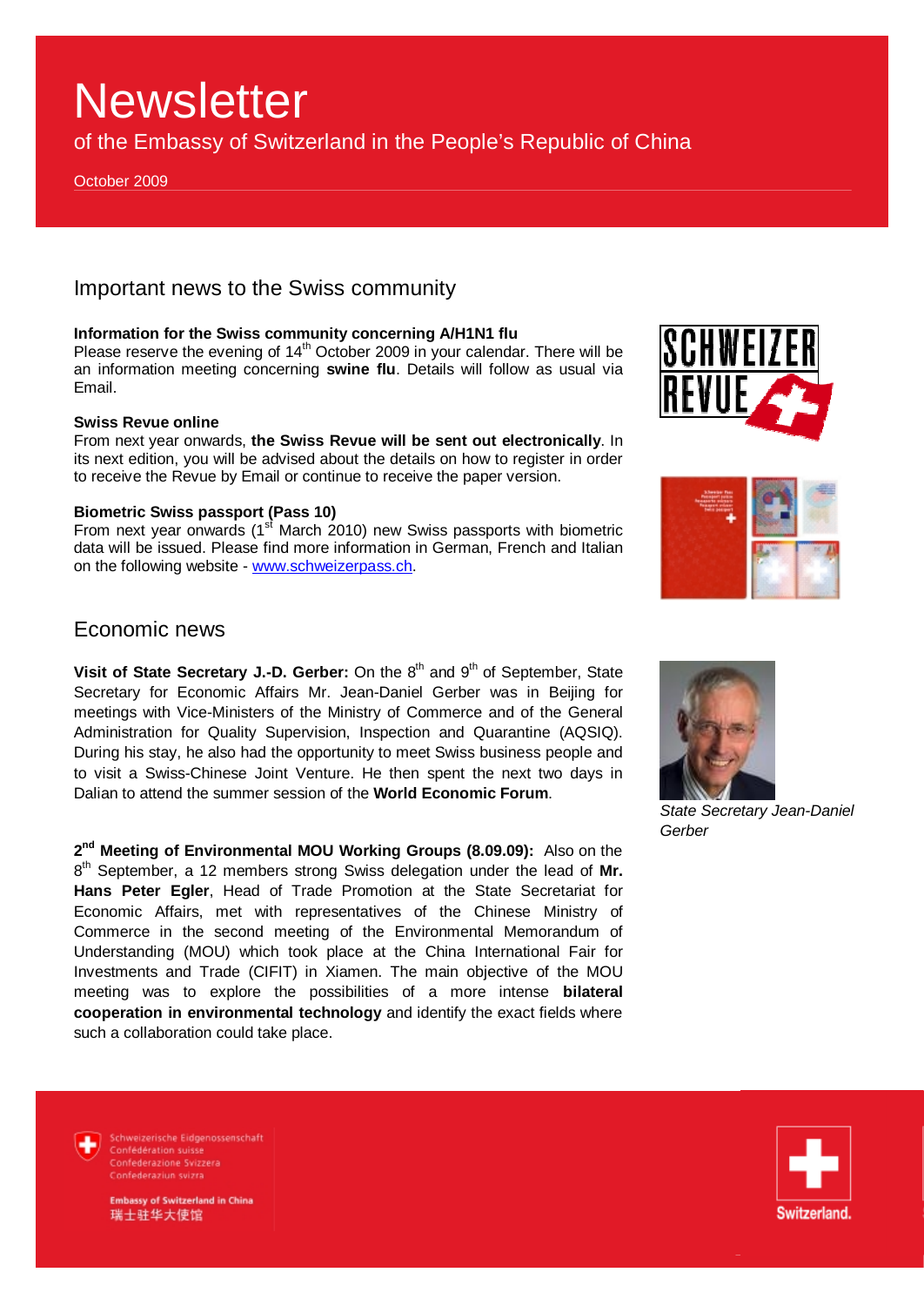# Newsletter

of the Embassy of Switzerland in the People's Republic of China

October 2009

## Important news to the Swiss community

**Information for the Swiss community concerning A/H1N1 flu**
Please reserve the evening of 14th October 2009 in your calendar. There will be an information meeting concerning **swine flu**. Details will follow as usual via Email.

**Swiss Revue online**
From next year onwards, **the Swiss Revue will be sent out electronically**. In its next edition, you will be advised about the details on how to register in order to receive the Revue by Email or continue to receive the paper version.

**Biometric Swiss passport (Pass 10)**
From next year onwards (1st March 2010) new Swiss passports with biometric data will be issued. Please find more information in German, French and Italian on the following website - www.schweizerpass.ch.

## Economic news

**Visit of State Secretary J.-D. Gerber:** On the 8th and 9th of September, State Secretary for Economic Affairs Mr. Jean-Daniel Gerber was in Beijing for meetings with Vice-Ministers of the Ministry of Commerce and of the General Administration for Quality Supervision, Inspection and Quarantine (AQSIQ). During his stay, he also had the opportunity to meet Swiss business people and to visit a Swiss-Chinese Joint Venture. He then spent the next two days in Dalian to attend the summer session of the **World Economic Forum**.

*State Secretary Jean-Daniel Gerber*

**2nd Meeting of Environmental MOU Working Groups (8.09.09):** Also on the 8th September, a 12 members strong Swiss delegation under the lead of **Mr. Hans Peter Egler**, Head of Trade Promotion at the State Secretariat for Economic Affairs, met with representatives of the Chinese Ministry of Commerce in the second meeting of the Environmental Memorandum of Understanding (MOU) which took place at the China International Fair for Investments and Trade (CIFIT) in Xiamen. The main objective of the MOU meeting was to explore the possibilities of a more intense **bilateral cooperation in environmental technology** and identify the exact fields where such a collaboration could take place.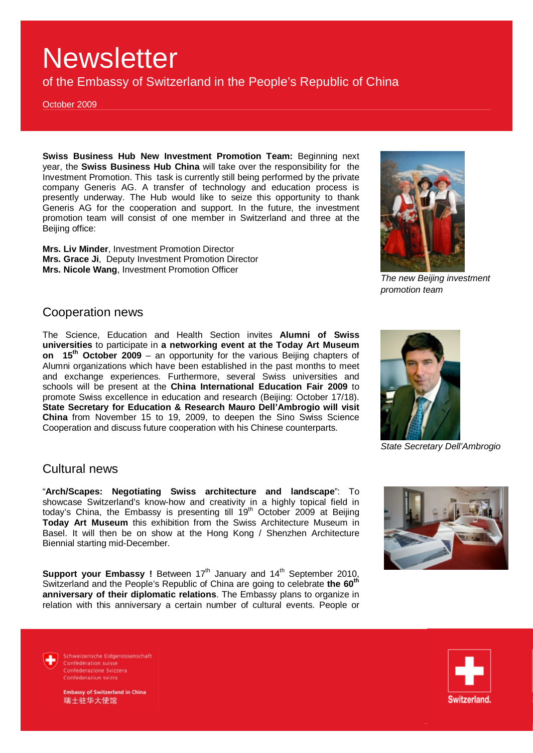# Newsletter

of the Embassy of Switzerland in the People's Republic of China

October 2009

**Swiss Business Hub New Investment Promotion Team:** Beginning next year, the **Swiss Business Hub China** will take over the responsibility for the Investment Promotion. This task is currently still being performed by the private company Generis AG. A transfer of technology and education process is presently underway. The Hub would like to seize this opportunity to thank Generis AG for the cooperation and support. In the future, the investment promotion team will consist of one member in Switzerland and three at the Beijing office:

**Mrs. Liv Minder**, Investment Promotion Director
**Mrs. Grace Ji**, Deputy Investment Promotion Director
**Mrs. Nicole Wang**, Investment Promotion Officer

*The new Beijing investment promotion team*

## Cooperation news

The Science, Education and Health Section invites **Alumni of Swiss universities** to participate in **a networking event at the Today Art Museum on 15th October 2009** – an opportunity for the various Beijing chapters of Alumni organizations which have been established in the past months to meet and exchange experiences. Furthermore, several Swiss universities and schools will be present at the **China International Education Fair 2009** to promote Swiss excellence in education and research (Beijing: October 17/18). **State Secretary for Education & Research Mauro Dell'Ambrogio will visit China** from November 15 to 19, 2009, to deepen the Sino Swiss Science Cooperation and discuss future cooperation with his Chinese counterparts.

*State Secretary Dell'Ambrogio*

## Cultural news

"**Arch/Scapes: Negotiating Swiss architecture and landscape**": To showcase Switzerland's know-how and creativity in a highly topical field in today's China, the Embassy is presenting till 19th October 2009 at Beijing **Today Art Museum** this exhibition from the Swiss Architecture Museum in Basel. It will then be on show at the Hong Kong / Shenzhen Architecture Biennial starting mid-December.

**Support your Embassy !** Between 17th January and 14th September 2010, Switzerland and the People's Republic of China are going to celebrate **the 60th anniversary of their diplomatic relations**. The Embassy plans to organize in relation with this anniversary a certain number of cultural events. People or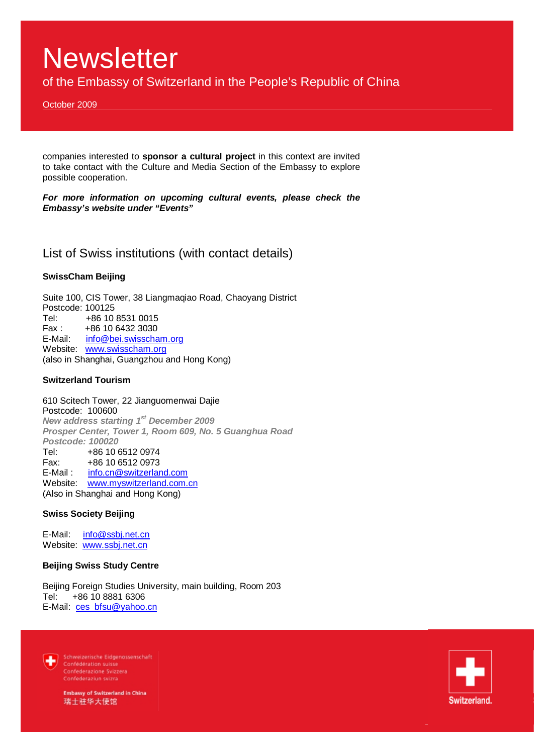companies interested to **sponsor a cultural project** in this context are invited to take contact with the Culture and Media Section of the Embassy to explore possible cooperation.

***For more information on upcoming cultural events, please check the Embassy's website under "Events"***

## List of Swiss institutions (with contact details)

**SwissCham Beijing**

Suite 100, CIS Tower, 38 Liangmaqiao Road, Chaoyang District
Postcode: 100125
Tel: +86 10 8531 0015
Fax : +86 10 6432 3030
E-Mail: info@bei.swisscham.org
Website: www.swisscham.org
(also in Shanghai, Guangzhou and Hong Kong)

**Switzerland Tourism**

610 Scitech Tower, 22 Jianguomenwai Dajie
Postcode: 100600
***New address starting 1st December 2009***
***Prosper Center, Tower 1, Room 609, No. 5 Guanghua Road***
***Postcode: 100020***
Tel: +86 10 6512 0974
Fax: +86 10 6512 0973
E-Mail : info.cn@switzerland.com
Website: www.myswitzerland.com.cn
(Also in Shanghai and Hong Kong)

**Swiss Society Beijing**

E-Mail: info@ssbj.net.cn
Website: www.ssbj.net.cn

**Beijing Swiss Study Centre**

Beijing Foreign Studies University, main building, Room 203
Tel: +86 10 8881 6306
E-Mail: ces_bfsu@yahoo.cn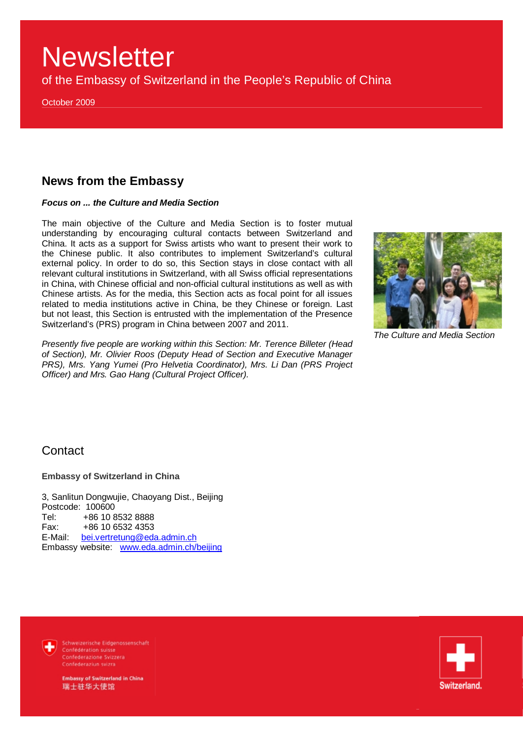# Newsletter

of the Embassy of Switzerland in the People's Republic of China

October 2009

## News from the Embassy

***Focus on ... the Culture and Media Section***

The main objective of the Culture and Media Section is to foster mutual understanding by encouraging cultural contacts between Switzerland and China. It acts as a support for Swiss artists who want to present their work to the Chinese public. It also contributes to implement Switzerland's cultural external policy. In order to do so, this Section stays in close contact with all relevant cultural institutions in Switzerland, with all Swiss official representations in China, with Chinese official and non-official cultural institutions as well as with Chinese artists. As for the media, this Section acts as focal point for all issues related to media institutions active in China, be they Chinese or foreign. Last but not least, this Section is entrusted with the implementation of the Presence Switzerland's (PRS) program in China between 2007 and 2011.

*The Culture and Media Section*

*Presently five people are working within this Section: Mr. Terence Billeter (Head of Section), Mr. Olivier Roos (Deputy Head of Section and Executive Manager PRS), Mrs. Yang Yumei (Pro Helvetia Coordinator), Mrs. Li Dan (PRS Project Officer) and Mrs. Gao Hang (Cultural Project Officer).*

## Contact

**Embassy of Switzerland in China**

3, Sanlitun Dongwujie, Chaoyang Dist., Beijing
Postcode: 100600
Tel: +86 10 8532 8888
Fax: +86 10 6532 4353
E-Mail: bei.vertretung@eda.admin.ch
Embassy website: www.eda.admin.ch/beijing

Schweizerische Eidgenossenschaft
Confédération suisse
Confederazione Svizzera
Confederaziun svizra

Embassy of Switzerland in China
瑞士驻华大使馆

Switzerland.